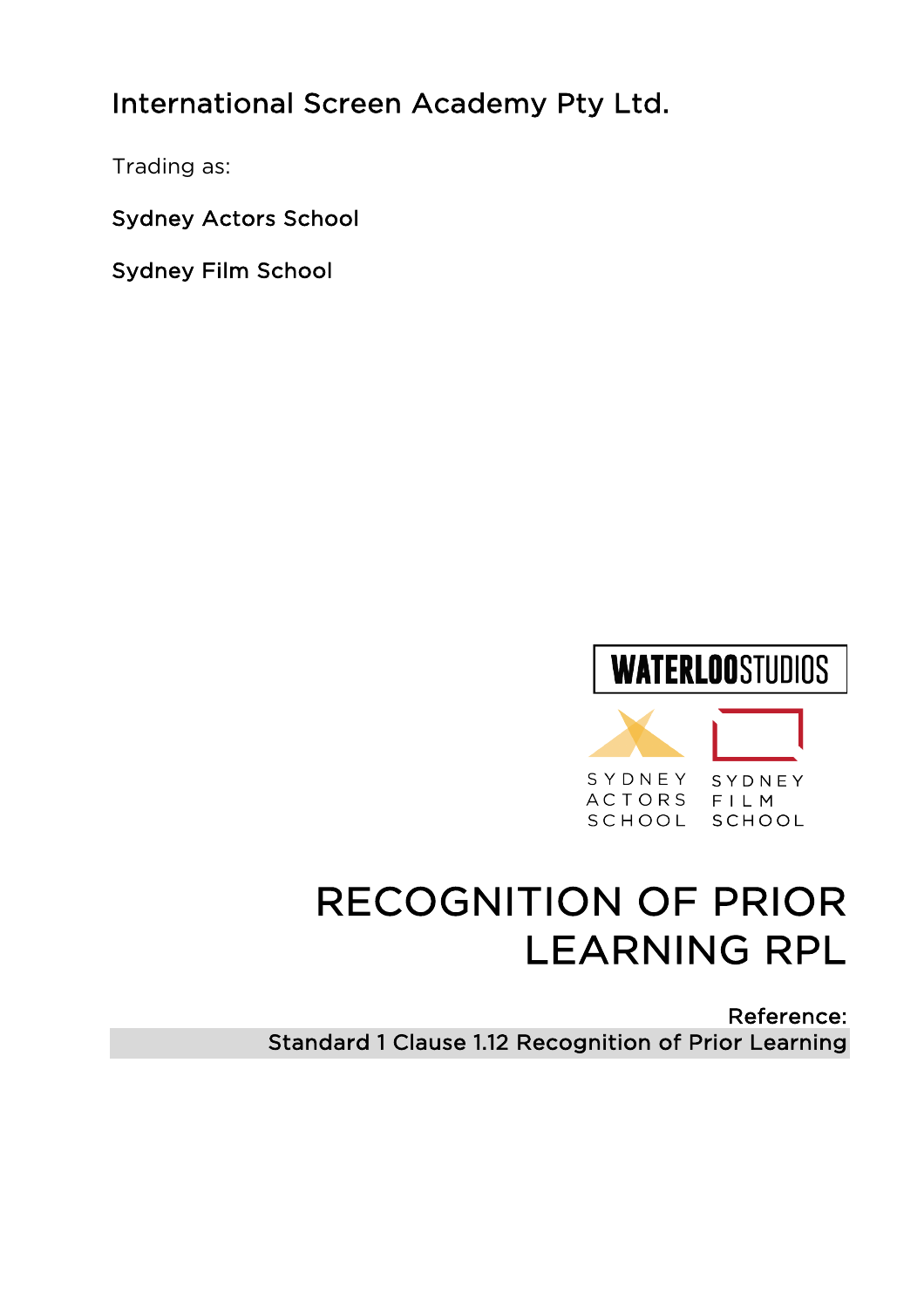International Screen Academy Pty Ltd.

Trading as:

Sydney Actors School

Sydney Film School

WATERLOOSTUDIOS

SYDNEY ACTORS SCHOOL

SYDNEY FILM SCHOOL

# RECOGNITION OF PRIOR LEARNING RPL

Reference:
Standard 1 Clause 1.12 Recognition of Prior Learning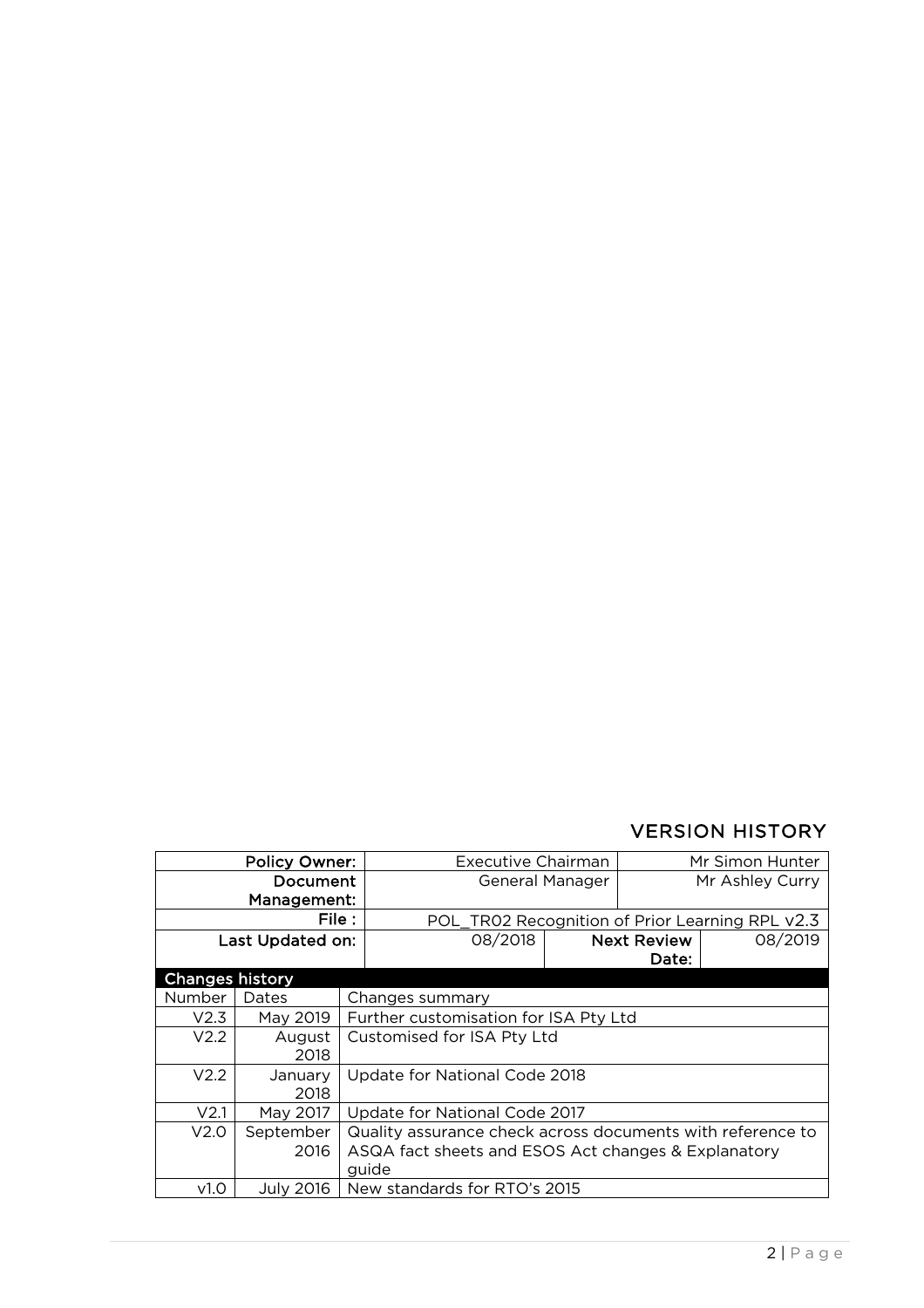## VERSION HISTORY

| Policy Owner: | Executive Chairman | | Mr Simon Hunter |
|---|---|---|---|
| Document Management: | General Manager | | Mr Ashley Curry |
| File : | POL_TR02 Recognition of Prior Learning RPL v2.3 | | |
| Last Updated on: | 08/2018 | Next Review Date: | 08/2019 |

**Changes history**

| Number | Dates | Changes summary |
|---|---|---|
| V2.3 | May 2019 | Further customisation for ISA Pty Ltd |
| V2.2 | August 2018 | Customised for ISA Pty Ltd |
| V2.2 | January 2018 | Update for National Code 2018 |
| V2.1 | May 2017 | Update for National Code 2017 |
| V2.0 | September 2016 | Quality assurance check across documents with reference to ASQA fact sheets and ESOS Act changes & Explanatory guide |
| v1.0 | July 2016 | New standards for RTO's 2015 |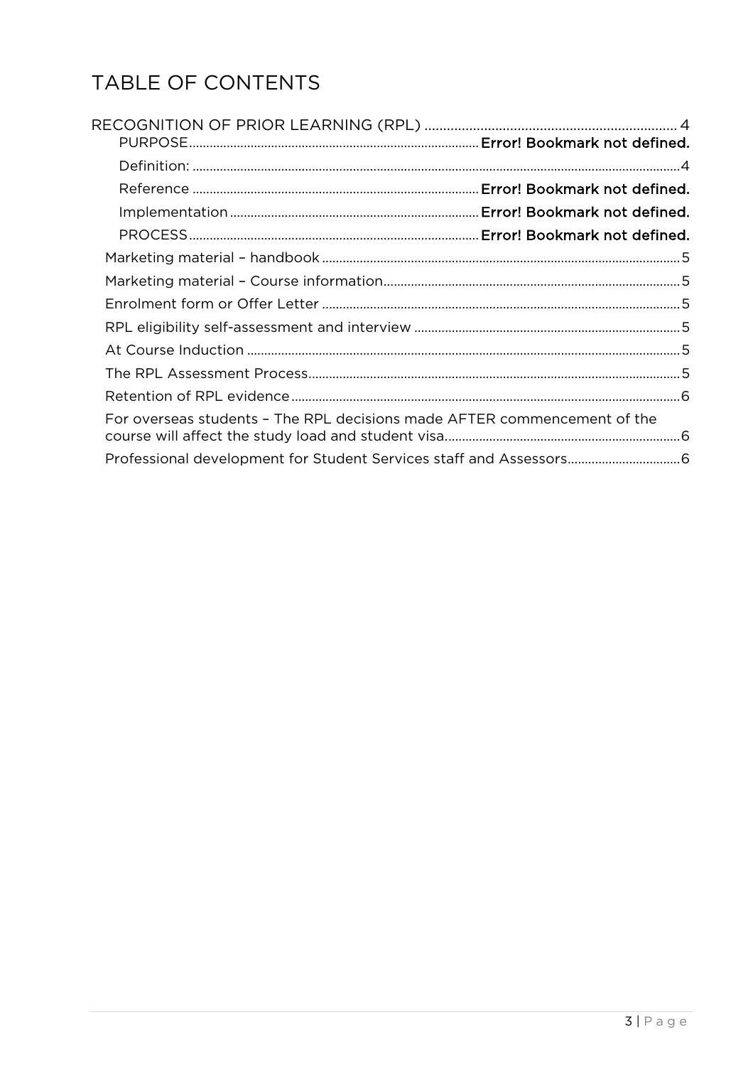# TABLE OF CONTENTS

RECOGNITION OF PRIOR LEARNING (RPL) .................................................................... 4

- PURPOSE.................................................................................... Error! Bookmark not defined.
- Definition: ........................................................................................................................... 4
- Reference .................................................................................. Error! Bookmark not defined.
- Implementation ........................................................................ Error! Bookmark not defined.
- PROCESS.................................................................................... Error! Bookmark not defined.

Marketing material – handbook ....................................................................................................... 5

Marketing material – Course information...................................................................................... 5

Enrolment form or Offer Letter ........................................................................................................ 5

RPL eligibility self-assessment and interview ............................................................................. 5

At Course Induction ............................................................................................................................. 5

The RPL Assessment Process............................................................................................................ 5

Retention of RPL evidence ................................................................................................................. 6

For overseas students – The RPL decisions made AFTER commencement of the course will affect the study load and student visa.................................................................... 6

Professional development for Student Services staff and Assessors................................. 6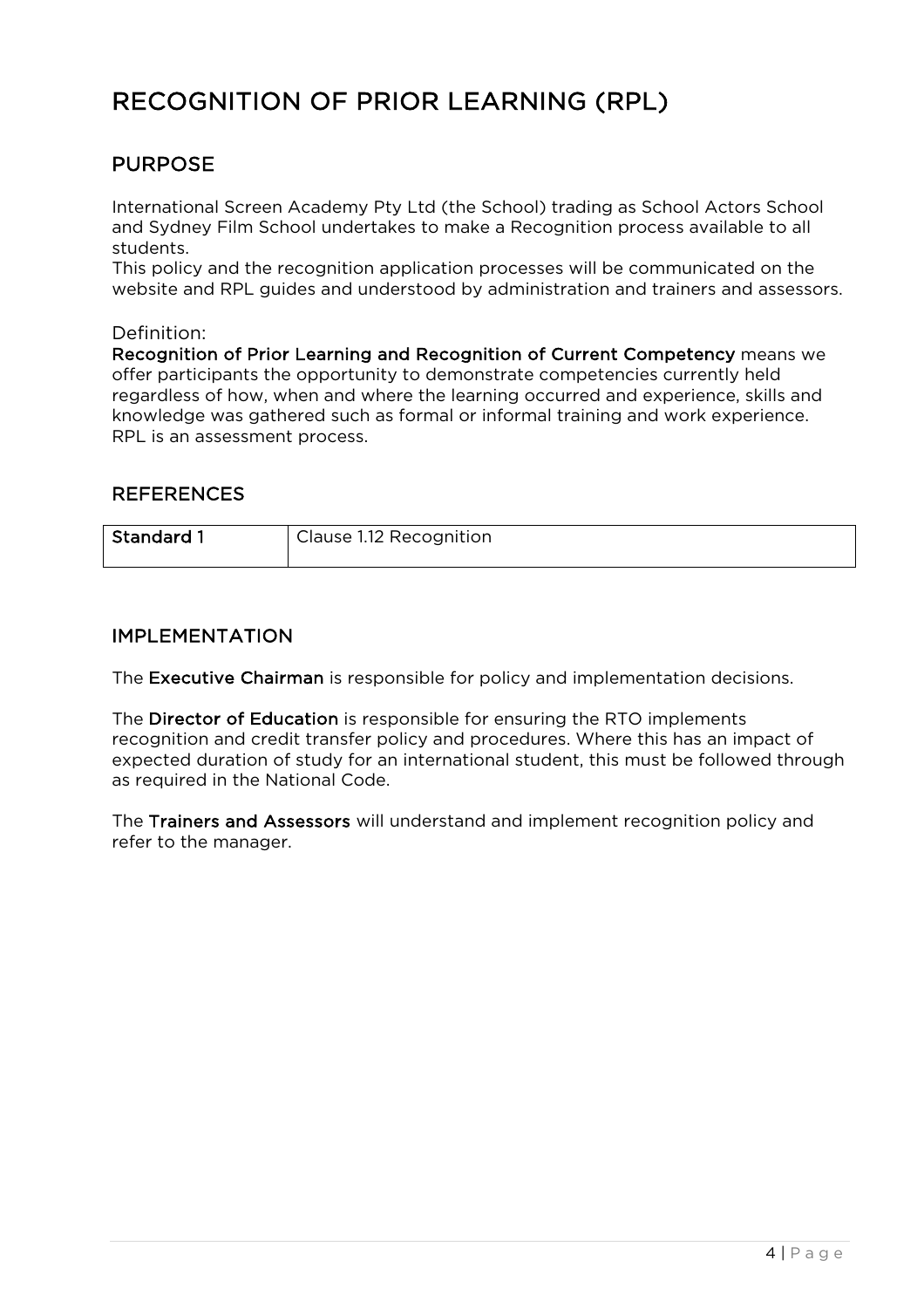# RECOGNITION OF PRIOR LEARNING (RPL)

## PURPOSE

International Screen Academy Pty Ltd (the School) trading as School Actors School and Sydney Film School undertakes to make a Recognition process available to all students.
This policy and the recognition application processes will be communicated on the website and RPL guides and understood by administration and trainers and assessors.

Definition:
**Recognition of Prior Learning and Recognition of Current Competency** means we offer participants the opportunity to demonstrate competencies currently held regardless of how, when and where the learning occurred and experience, skills and knowledge was gathered such as formal or informal training and work experience. RPL is an assessment process.

## REFERENCES

| **Standard 1** | Clause 1.12 Recognition |
|---|---|

## IMPLEMENTATION

The **Executive Chairman** is responsible for policy and implementation decisions.

The **Director of Education** is responsible for ensuring the RTO implements recognition and credit transfer policy and procedures. Where this has an impact of expected duration of study for an international student, this must be followed through as required in the National Code.

The **Trainers and Assessors** will understand and implement recognition policy and refer to the manager.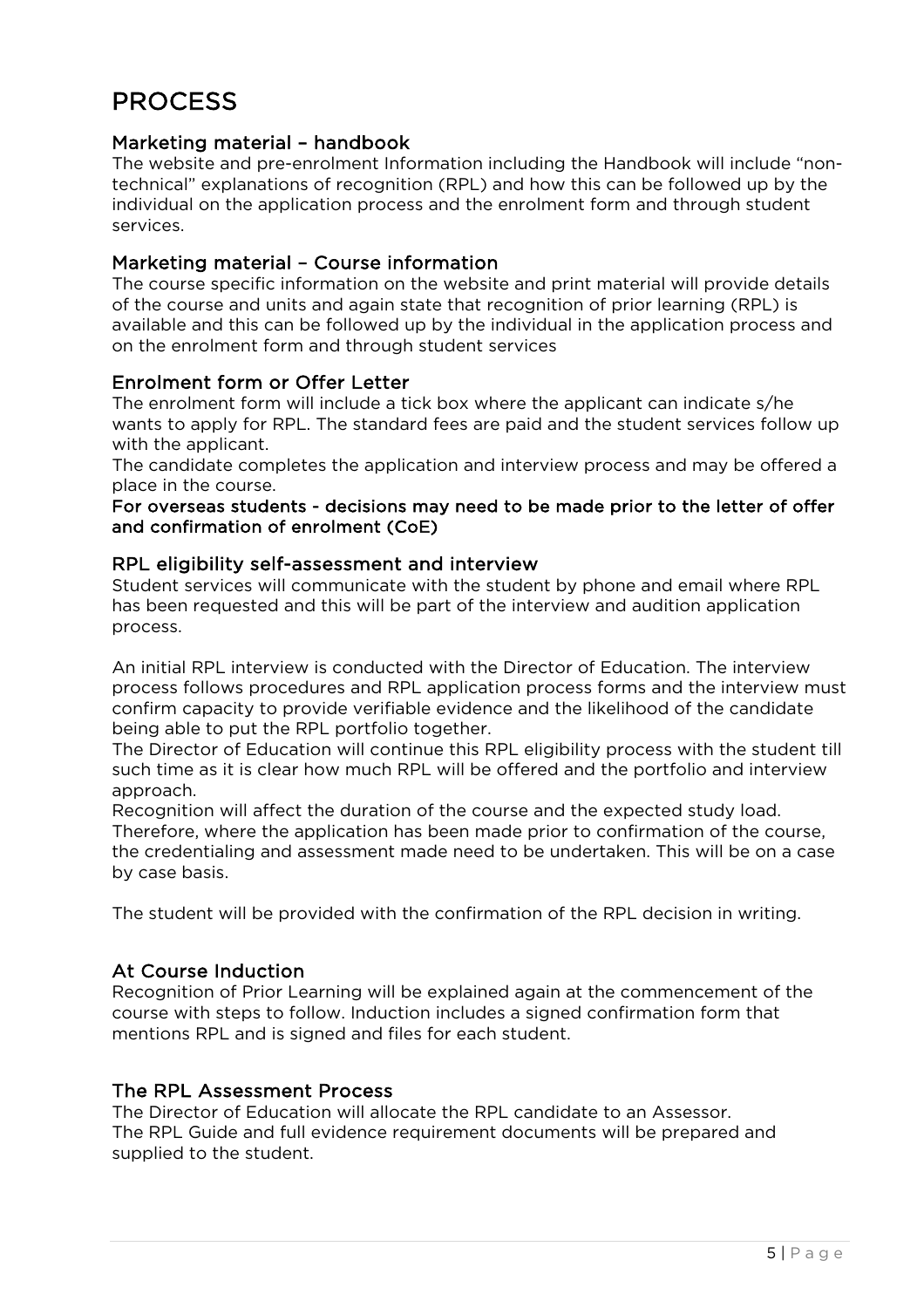# PROCESS

### Marketing material – handbook

The website and pre-enrolment Information including the Handbook will include "non-technical" explanations of recognition (RPL) and how this can be followed up by the individual on the application process and the enrolment form and through student services.

### Marketing material – Course information

The course specific information on the website and print material will provide details of the course and units and again state that recognition of prior learning (RPL) is available and this can be followed up by the individual in the application process and on the enrolment form and through student services

### Enrolment form or Offer Letter

The enrolment form will include a tick box where the applicant can indicate s/he wants to apply for RPL. The standard fees are paid and the student services follow up with the applicant.

The candidate completes the application and interview process and may be offered a place in the course.

**For overseas students - decisions may need to be made prior to the letter of offer and confirmation of enrolment (CoE)**

### RPL eligibility self-assessment and interview

Student services will communicate with the student by phone and email where RPL has been requested and this will be part of the interview and audition application process.

An initial RPL interview is conducted with the Director of Education. The interview process follows procedures and RPL application process forms and the interview must confirm capacity to provide verifiable evidence and the likelihood of the candidate being able to put the RPL portfolio together.

The Director of Education will continue this RPL eligibility process with the student till such time as it is clear how much RPL will be offered and the portfolio and interview approach.

Recognition will affect the duration of the course and the expected study load. Therefore, where the application has been made prior to confirmation of the course, the credentialing and assessment made need to be undertaken. This will be on a case by case basis.

The student will be provided with the confirmation of the RPL decision in writing.

### At Course Induction

Recognition of Prior Learning will be explained again at the commencement of the course with steps to follow. Induction includes a signed confirmation form that mentions RPL and is signed and files for each student.

### The RPL Assessment Process

The Director of Education will allocate the RPL candidate to an Assessor.

The RPL Guide and full evidence requirement documents will be prepared and supplied to the student.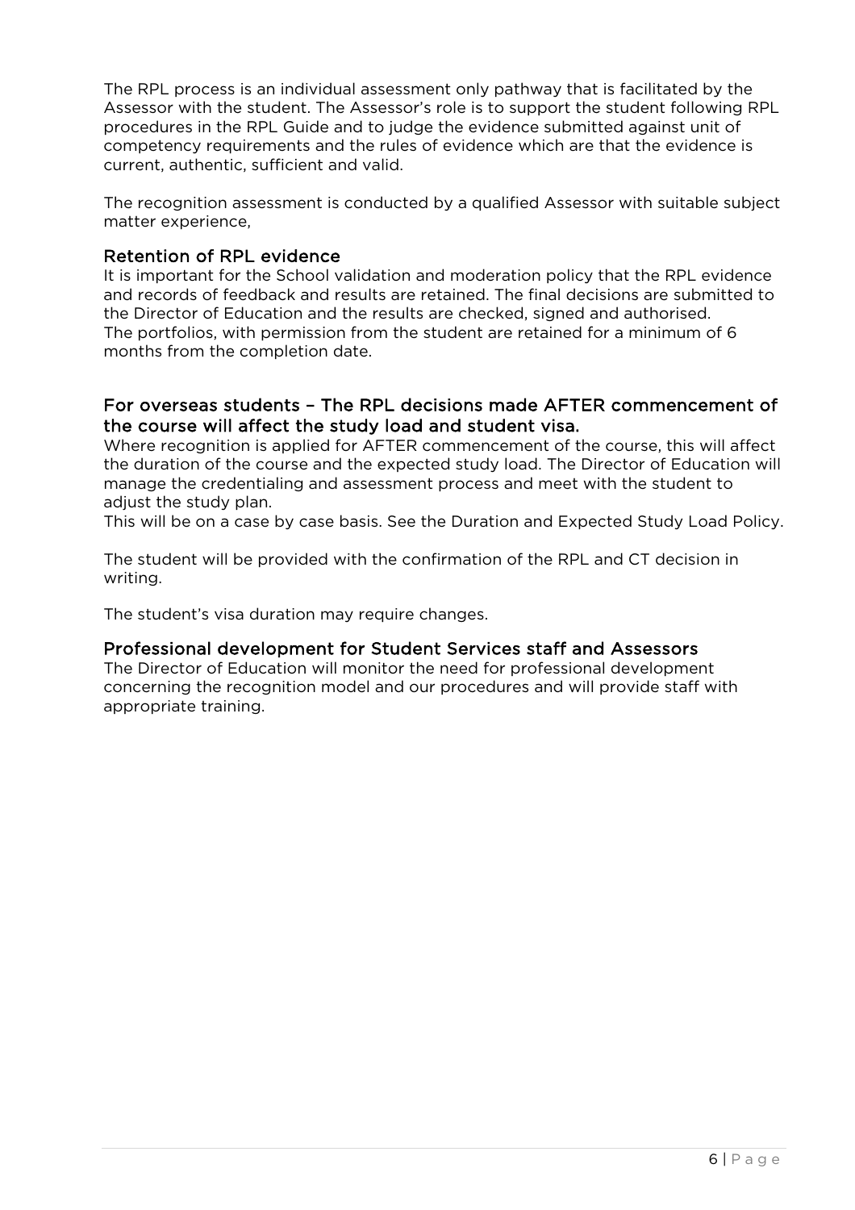The RPL process is an individual assessment only pathway that is facilitated by the Assessor with the student. The Assessor's role is to support the student following RPL procedures in the RPL Guide and to judge the evidence submitted against unit of competency requirements and the rules of evidence which are that the evidence is current, authentic, sufficient and valid.

The recognition assessment is conducted by a qualified Assessor with suitable subject matter experience,

## Retention of RPL evidence

It is important for the School validation and moderation policy that the RPL evidence and records of feedback and results are retained. The final decisions are submitted to the Director of Education and the results are checked, signed and authorised.
The portfolios, with permission from the student are retained for a minimum of 6 months from the completion date.

## For overseas students – The RPL decisions made AFTER commencement of the course will affect the study load and student visa.

Where recognition is applied for AFTER commencement of the course, this will affect the duration of the course and the expected study load. The Director of Education will manage the credentialing and assessment process and meet with the student to adjust the study plan.
This will be on a case by case basis. See the Duration and Expected Study Load Policy.

The student will be provided with the confirmation of the RPL and CT decision in writing.

The student's visa duration may require changes.

## Professional development for Student Services staff and Assessors

The Director of Education will monitor the need for professional development concerning the recognition model and our procedures and will provide staff with appropriate training.